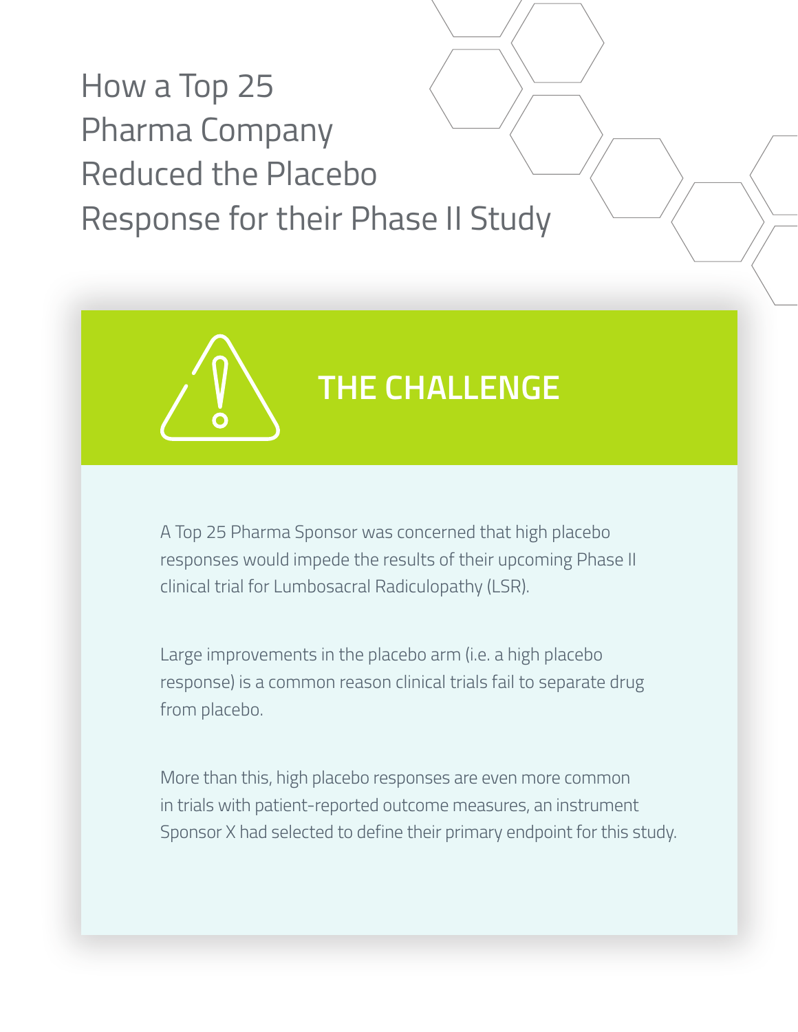# How a Top 25 Pharma Company Reduced the Placebo Response for their Phase II Study

## THE CHALLENGE

A Top 25 Pharma Sponsor was concerned that high placebo responses would impede the results of their upcoming Phase II clinical trial for Lumbosacral Radiculopathy (LSR).

Large improvements in the placebo arm (i.e. a high placebo response) is a common reason clinical trials fail to separate drug from placebo.

More than this, high placebo responses are even more common in trials with patient-reported outcome measures, an instrument Sponsor X had selected to define their primary endpoint for this study.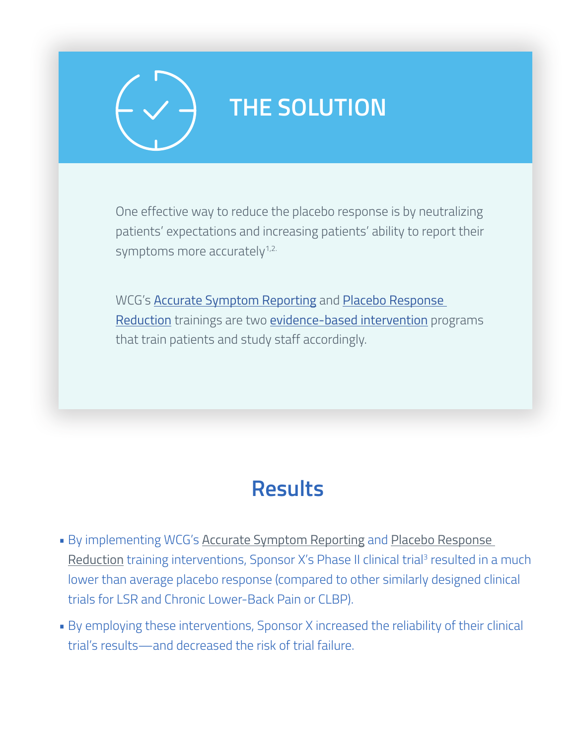## THE SOLUTION

One effective way to reduce the placebo response is by neutralizing patients' expectations and increasing patients' ability to report their symptoms more accurately[1,2.]

WCG's Accurate Symptom Reporting and Placebo Response Reduction trainings are two evidence-based intervention programs that train patients and study staff accordingly.

## Results

- By implementing WCG's Accurate Symptom Reporting and Placebo Response Reduction training interventions, Sponsor X's Phase II clinical trial[3] resulted in a much lower than average placebo response (compared to other similarly designed clinical trials for LSR and Chronic Lower-Back Pain or CLBP).
- By employing these interventions, Sponsor X increased the reliability of their clinical trial's results—and decreased the risk of trial failure.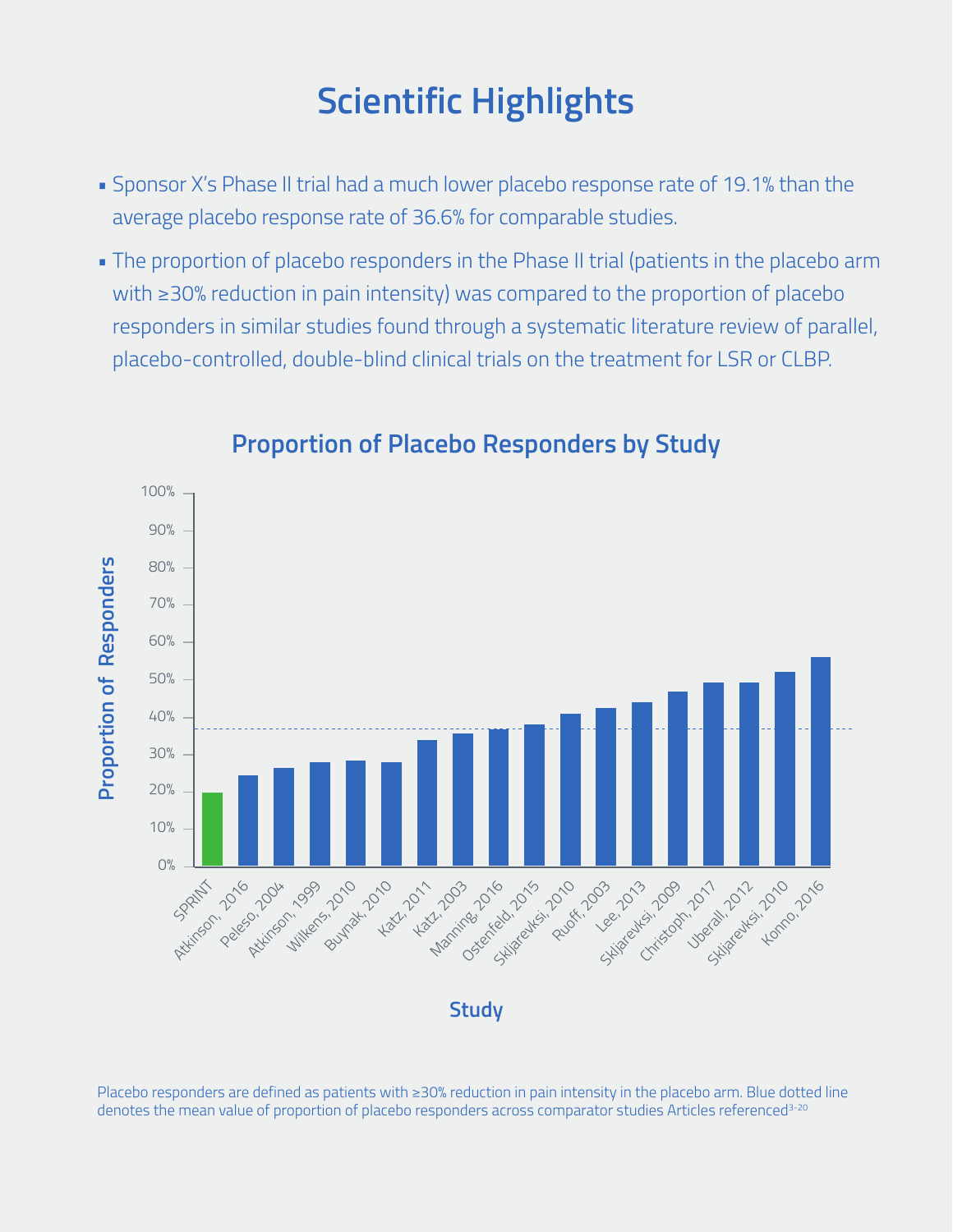# Scientific Highlights

- Sponsor X's Phase II trial had a much lower placebo response rate of 19.1% than the average placebo response rate of 36.6% for comparable studies.
- The proportion of placebo responders in the Phase II trial (patients in the placebo arm with ≥30% reduction in pain intensity) was compared to the proportion of placebo responders in similar studies found through a systematic literature review of parallel, placebo-controlled, double-blind clinical trials on the treatment for LSR or CLBP.

## Proportion of Placebo Responders by Study

Proportion of Responders

100%
90%
80%
70%
60%
50%
40%
30%
20%
10%
0%

SPRINT
Atkinson, 2016
Peleso, 2004
Atkinson, 1999
Wilkens, 2010
Buynak, 2010
Katz, 2011
Katz, 2003
Manning, 2016
Ostenfeld, 2015
Skljarevksi, 2010
Ruoff, 2003
Lee, 2013
Skljarevksi, 2009
Christoph, 2017
Uberall, 2012
Skljarevksi, 2010
Konno, 2016

Study

Placebo responders are defined as patients with ≥30% reduction in pain intensity in the placebo arm. Blue dotted line denotes the mean value of proportion of placebo responders across comparator studies Articles referenced[3-20]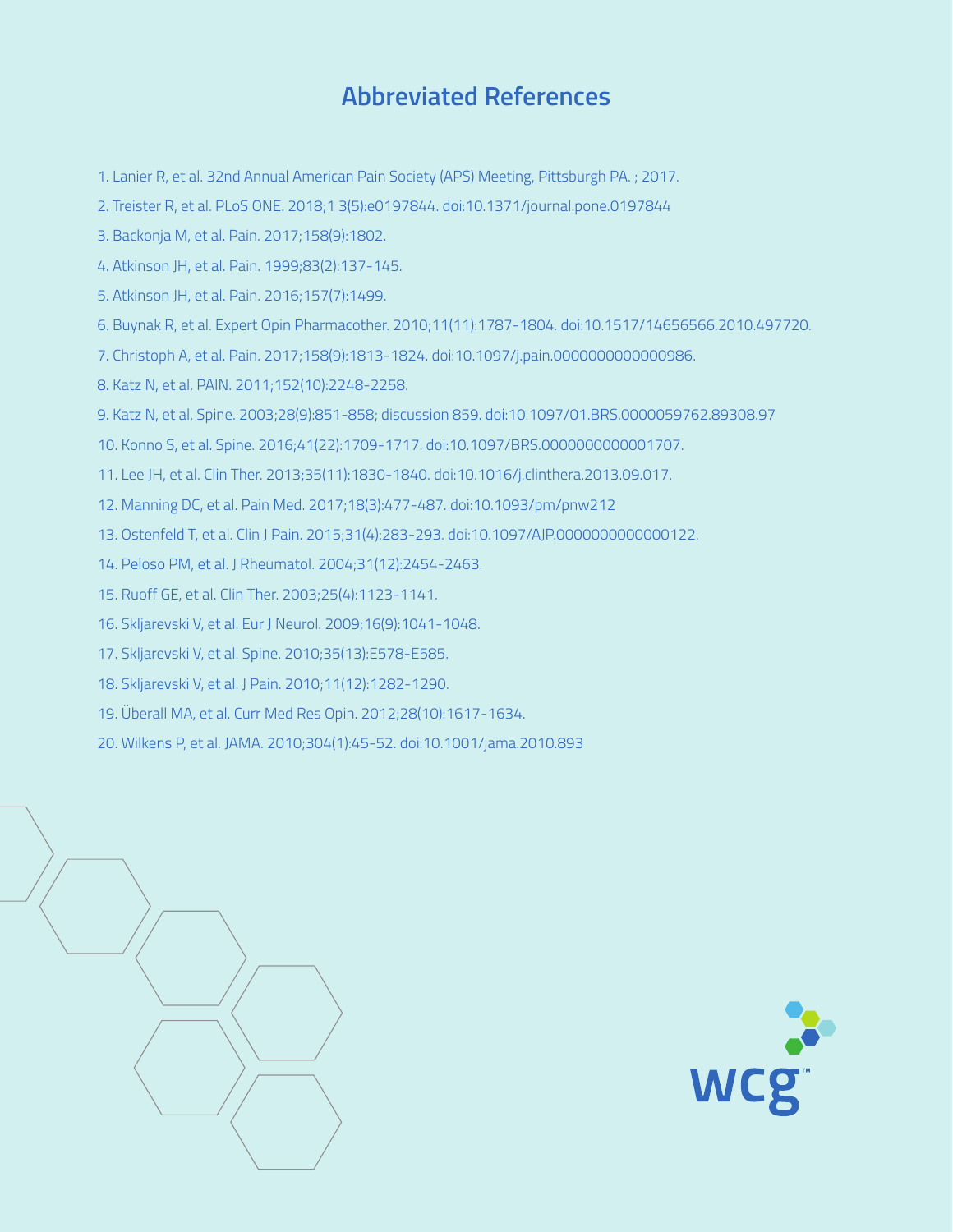# Abbreviated References

1. Lanier R, et al. 32nd Annual American Pain Society (APS) Meeting, Pittsburgh PA. ; 2017.
2. Treister R, et al. PLoS ONE. 2018;1 3(5):e0197844. doi:10.1371/journal.pone.0197844
3. Backonja M, et al. Pain. 2017;158(9):1802.
4. Atkinson JH, et al. Pain. 1999;83(2):137-145.
5. Atkinson JH, et al. Pain. 2016;157(7):1499.
6. Buynak R, et al. Expert Opin Pharmacother. 2010;11(11):1787-1804. doi:10.1517/14656566.2010.497720.
7. Christoph A, et al. Pain. 2017;158(9):1813-1824. doi:10.1097/j.pain.0000000000000986.
8. Katz N, et al. PAIN. 2011;152(10):2248-2258.
9. Katz N, et al. Spine. 2003;28(9):851-858; discussion 859. doi:10.1097/01.BRS.0000059762.89308.97
10. Konno S, et al. Spine. 2016;41(22):1709-1717. doi:10.1097/BRS.0000000000001707.
11. Lee JH, et al. Clin Ther. 2013;35(11):1830-1840. doi:10.1016/j.clinthera.2013.09.017.
12. Manning DC, et al. Pain Med. 2017;18(3):477-487. doi:10.1093/pm/pnw212
13. Ostenfeld T, et al. Clin J Pain. 2015;31(4):283-293. doi:10.1097/AJP.0000000000000122.
14. Peloso PM, et al. J Rheumatol. 2004;31(12):2454-2463.
15. Ruoff GE, et al. Clin Ther. 2003;25(4):1123-1141.
16. Skljarevski V, et al. Eur J Neurol. 2009;16(9):1041-1048.
17. Skljarevski V, et al. Spine. 2010;35(13):E578-E585.
18. Skljarevski V, et al. J Pain. 2010;11(12):1282-1290.
19. Überall MA, et al. Curr Med Res Opin. 2012;28(10):1617-1634.
20. Wilkens P, et al. JAMA. 2010;304(1):45-52. doi:10.1001/jama.2010.893

wcg™